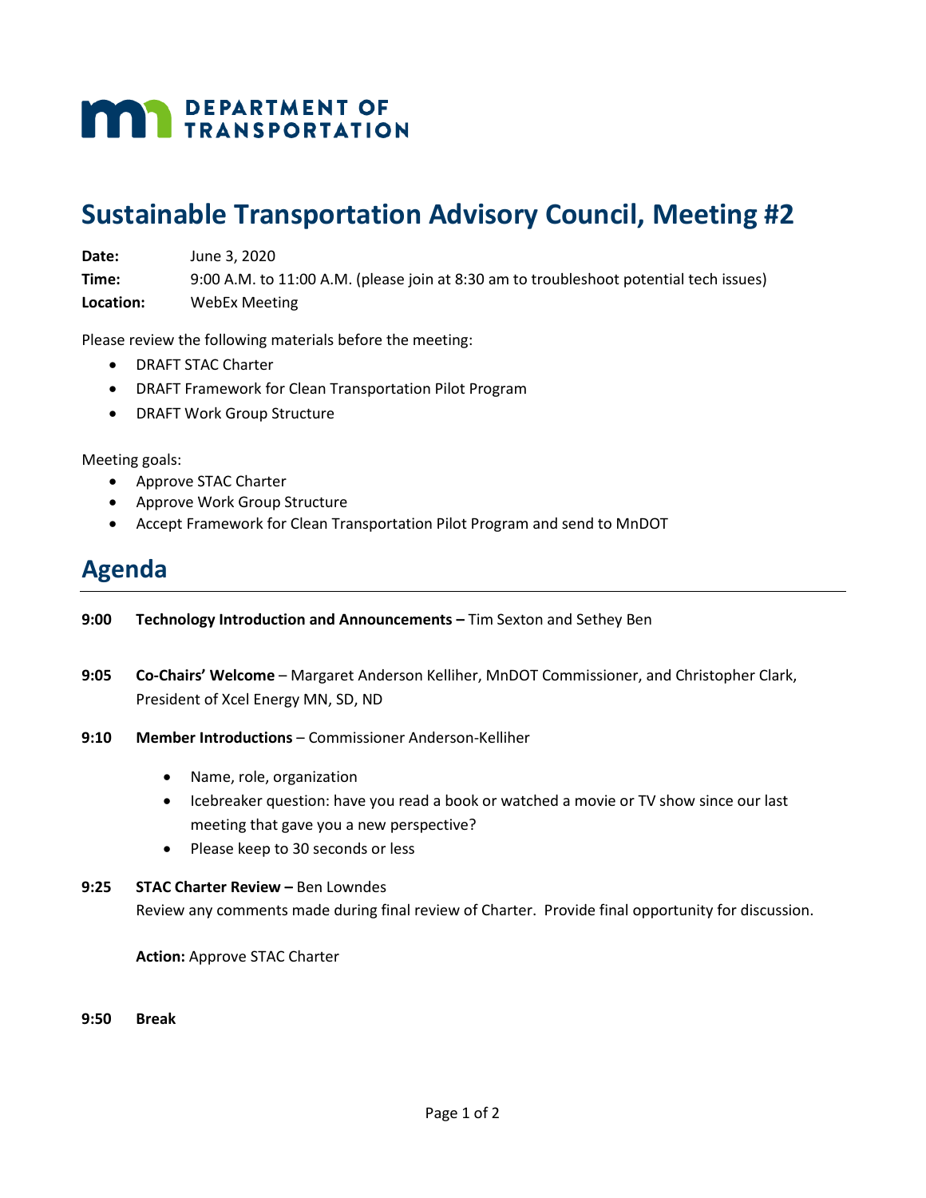DEPARTMENT OF TRANSPORTATION

# Sustainable Transportation Advisory Council, Meeting #2

**Date:** June 3, 2020

**Time:** 9:00 A.M. to 11:00 A.M. (please join at 8:30 am to troubleshoot potential tech issues)

**Location:** WebEx Meeting

Please review the following materials before the meeting:

- DRAFT STAC Charter
- DRAFT Framework for Clean Transportation Pilot Program
- DRAFT Work Group Structure

Meeting goals:

- Approve STAC Charter
- Approve Work Group Structure
- Accept Framework for Clean Transportation Pilot Program and send to MnDOT

## Agenda

**9:00** **Technology Introduction and Announcements –** Tim Sexton and Sethey Ben

**9:05** **Co-Chairs' Welcome** – Margaret Anderson Kelliher, MnDOT Commissioner, and Christopher Clark, President of Xcel Energy MN, SD, ND

**9:10** **Member Introductions** – Commissioner Anderson-Kelliher

- Name, role, organization
- Icebreaker question: have you read a book or watched a movie or TV show since our last meeting that gave you a new perspective?
- Please keep to 30 seconds or less

**9:25** **STAC Charter Review –** Ben Lowndes

Review any comments made during final review of Charter. Provide final opportunity for discussion.

**Action:** Approve STAC Charter

**9:50** **Break**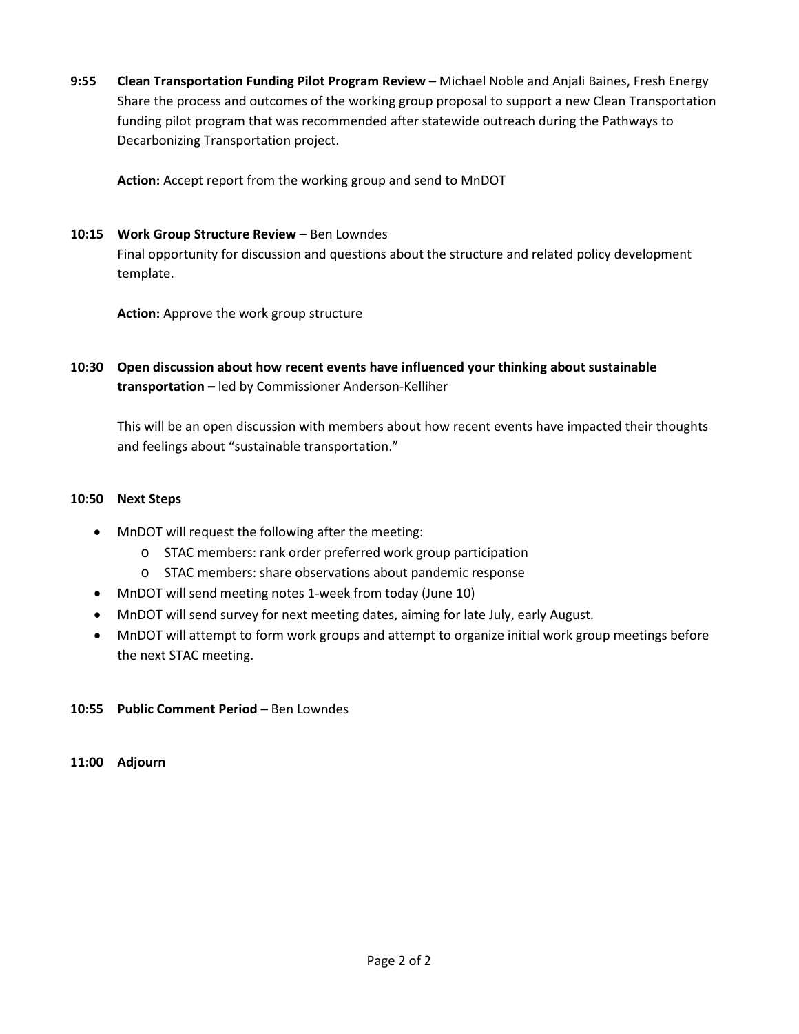**9:55 Clean Transportation Funding Pilot Program Review –** Michael Noble and Anjali Baines, Fresh Energy

Share the process and outcomes of the working group proposal to support a new Clean Transportation funding pilot program that was recommended after statewide outreach during the Pathways to Decarbonizing Transportation project.

**Action:** Accept report from the working group and send to MnDOT

**10:15 Work Group Structure Review** – Ben Lowndes

Final opportunity for discussion and questions about the structure and related policy development template.

**Action:** Approve the work group structure

**10:30 Open discussion about how recent events have influenced your thinking about sustainable transportation –** led by Commissioner Anderson-Kelliher

This will be an open discussion with members about how recent events have impacted their thoughts and feelings about "sustainable transportation."

**10:50 Next Steps**

- MnDOT will request the following after the meeting:
  - STAC members: rank order preferred work group participation
  - STAC members: share observations about pandemic response
- MnDOT will send meeting notes 1-week from today (June 10)
- MnDOT will send survey for next meeting dates, aiming for late July, early August.
- MnDOT will attempt to form work groups and attempt to organize initial work group meetings before the next STAC meeting.

**10:55 Public Comment Period –** Ben Lowndes

**11:00 Adjourn**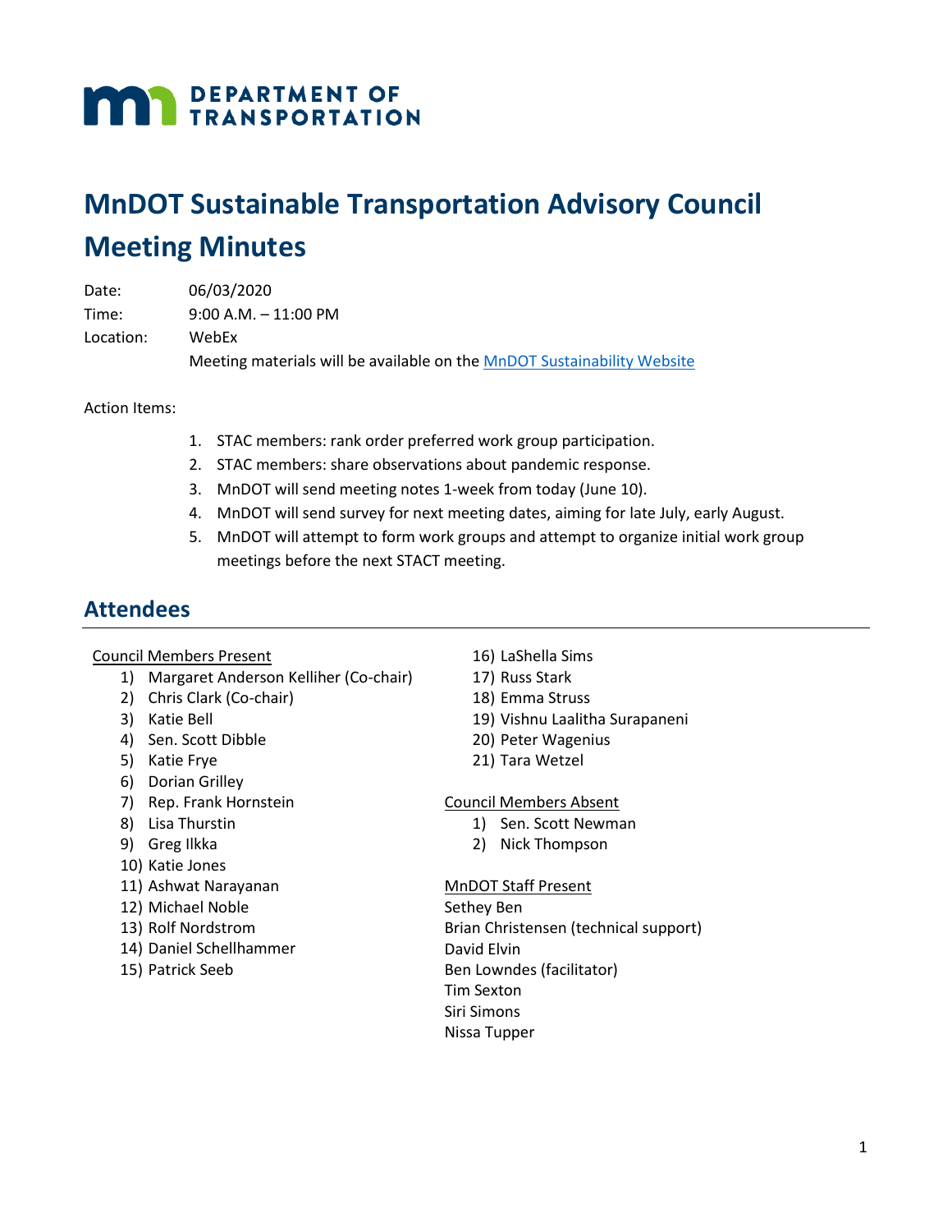DEPARTMENT OF TRANSPORTATION

# MnDOT Sustainable Transportation Advisory Council Meeting Minutes

Date: 06/03/2020

Time: 9:00 A.M. – 11:00 PM

Location: WebEx

Meeting materials will be available on the [MnDOT Sustainability Website]

Action Items:

1. STAC members: rank order preferred work group participation.
2. STAC members: share observations about pandemic response.
3. MnDOT will send meeting notes 1-week from today (June 10).
4. MnDOT will send survey for next meeting dates, aiming for late July, early August.
5. MnDOT will attempt to form work groups and attempt to organize initial work group meetings before the next STACT meeting.

## Attendees

Council Members Present

1) Margaret Anderson Kelliher (Co-chair)
2) Chris Clark (Co-chair)
3) Katie Bell
4) Sen. Scott Dibble
5) Katie Frye
6) Dorian Grilley
7) Rep. Frank Hornstein
8) Lisa Thurstin
9) Greg Ilkka
10) Katie Jones
11) Ashwat Narayanan
12) Michael Noble
13) Rolf Nordstrom
14) Daniel Schellhammer
15) Patrick Seeb
16) LaShella Sims
17) Russ Stark
18) Emma Struss
19) Vishnu Laalitha Surapaneni
20) Peter Wagenius
21) Tara Wetzel

Council Members Absent

1) Sen. Scott Newman
2) Nick Thompson

MnDOT Staff Present

Sethey Ben
Brian Christensen (technical support)
David Elvin
Ben Lowndes (facilitator)
Tim Sexton
Siri Simons
Nissa Tupper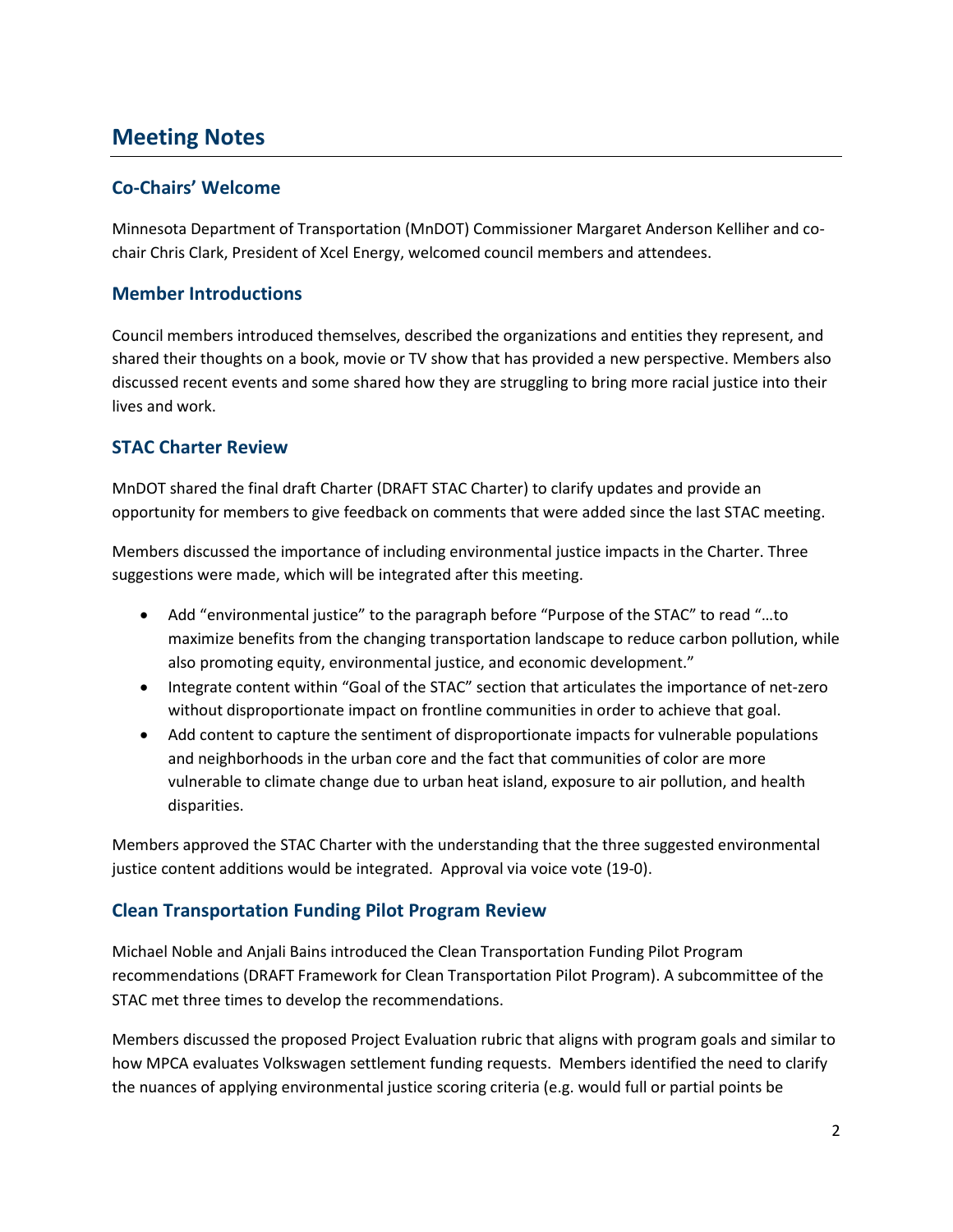# Meeting Notes

## Co-Chairs' Welcome

Minnesota Department of Transportation (MnDOT) Commissioner Margaret Anderson Kelliher and co-chair Chris Clark, President of Xcel Energy, welcomed council members and attendees.

## Member Introductions

Council members introduced themselves, described the organizations and entities they represent, and shared their thoughts on a book, movie or TV show that has provided a new perspective. Members also discussed recent events and some shared how they are struggling to bring more racial justice into their lives and work.

## STAC Charter Review

MnDOT shared the final draft Charter (DRAFT STAC Charter) to clarify updates and provide an opportunity for members to give feedback on comments that were added since the last STAC meeting.

Members discussed the importance of including environmental justice impacts in the Charter. Three suggestions were made, which will be integrated after this meeting.

- Add "environmental justice" to the paragraph before "Purpose of the STAC" to read "…to maximize benefits from the changing transportation landscape to reduce carbon pollution, while also promoting equity, environmental justice, and economic development."
- Integrate content within "Goal of the STAC" section that articulates the importance of net-zero without disproportionate impact on frontline communities in order to achieve that goal.
- Add content to capture the sentiment of disproportionate impacts for vulnerable populations and neighborhoods in the urban core and the fact that communities of color are more vulnerable to climate change due to urban heat island, exposure to air pollution, and health disparities.

Members approved the STAC Charter with the understanding that the three suggested environmental justice content additions would be integrated. Approval via voice vote (19-0).

## Clean Transportation Funding Pilot Program Review

Michael Noble and Anjali Bains introduced the Clean Transportation Funding Pilot Program recommendations (DRAFT Framework for Clean Transportation Pilot Program). A subcommittee of the STAC met three times to develop the recommendations.

Members discussed the proposed Project Evaluation rubric that aligns with program goals and similar to how MPCA evaluates Volkswagen settlement funding requests. Members identified the need to clarify the nuances of applying environmental justice scoring criteria (e.g. would full or partial points be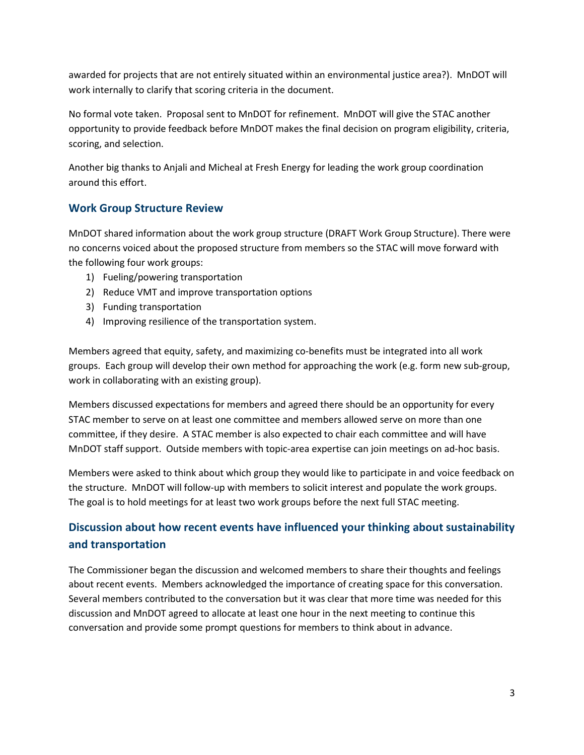awarded for projects that are not entirely situated within an environmental justice area?). MnDOT will work internally to clarify that scoring criteria in the document.

No formal vote taken. Proposal sent to MnDOT for refinement. MnDOT will give the STAC another opportunity to provide feedback before MnDOT makes the final decision on program eligibility, criteria, scoring, and selection.

Another big thanks to Anjali and Micheal at Fresh Energy for leading the work group coordination around this effort.

## Work Group Structure Review

MnDOT shared information about the work group structure (DRAFT Work Group Structure). There were no concerns voiced about the proposed structure from members so the STAC will move forward with the following four work groups:

1) Fueling/powering transportation
2) Reduce VMT and improve transportation options
3) Funding transportation
4) Improving resilience of the transportation system.

Members agreed that equity, safety, and maximizing co-benefits must be integrated into all work groups. Each group will develop their own method for approaching the work (e.g. form new sub-group, work in collaborating with an existing group).

Members discussed expectations for members and agreed there should be an opportunity for every STAC member to serve on at least one committee and members allowed serve on more than one committee, if they desire. A STAC member is also expected to chair each committee and will have MnDOT staff support. Outside members with topic-area expertise can join meetings on ad-hoc basis.

Members were asked to think about which group they would like to participate in and voice feedback on the structure. MnDOT will follow-up with members to solicit interest and populate the work groups. The goal is to hold meetings for at least two work groups before the next full STAC meeting.

## Discussion about how recent events have influenced your thinking about sustainability and transportation

The Commissioner began the discussion and welcomed members to share their thoughts and feelings about recent events. Members acknowledged the importance of creating space for this conversation. Several members contributed to the conversation but it was clear that more time was needed for this discussion and MnDOT agreed to allocate at least one hour in the next meeting to continue this conversation and provide some prompt questions for members to think about in advance.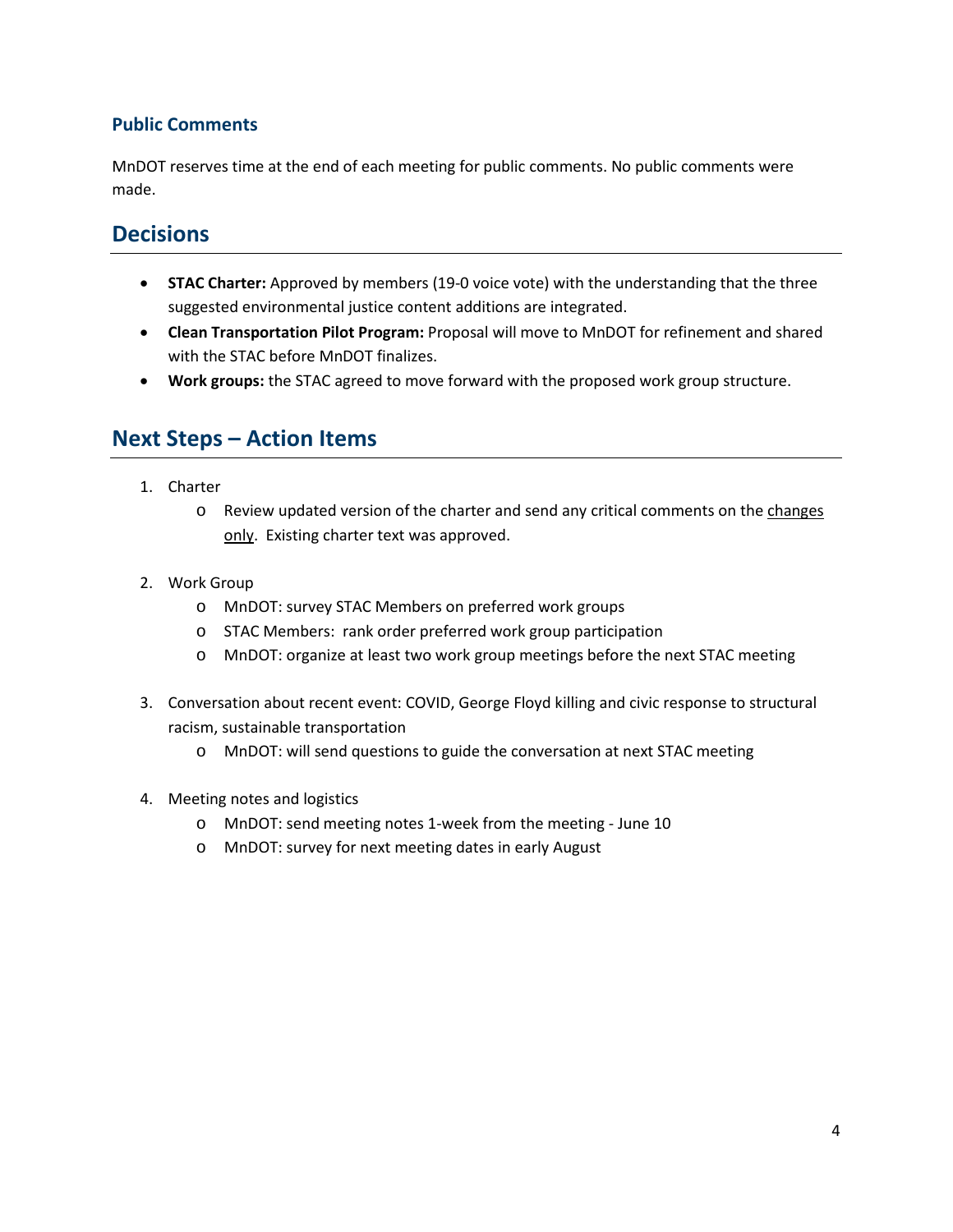### Public Comments

MnDOT reserves time at the end of each meeting for public comments. No public comments were made.

## Decisions

- **STAC Charter:** Approved by members (19-0 voice vote) with the understanding that the three suggested environmental justice content additions are integrated.
- **Clean Transportation Pilot Program:** Proposal will move to MnDOT for refinement and shared with the STAC before MnDOT finalizes.
- **Work groups:** the STAC agreed to move forward with the proposed work group structure.

## Next Steps – Action Items

1. Charter
   - Review updated version of the charter and send any critical comments on the <u>changes only</u>. Existing charter text was approved.

2. Work Group
   - MnDOT: survey STAC Members on preferred work groups
   - STAC Members: rank order preferred work group participation
   - MnDOT: organize at least two work group meetings before the next STAC meeting

3. Conversation about recent event: COVID, George Floyd killing and civic response to structural racism, sustainable transportation
   - MnDOT: will send questions to guide the conversation at next STAC meeting

4. Meeting notes and logistics
   - MnDOT: send meeting notes 1-week from the meeting - June 10
   - MnDOT: survey for next meeting dates in early August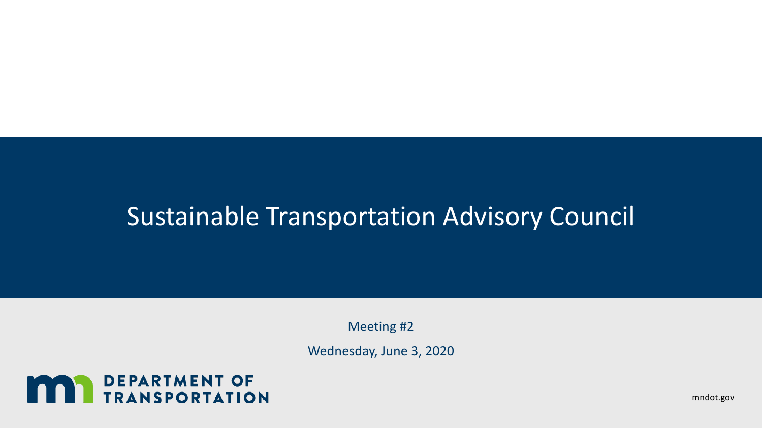# Sustainable Transportation Advisory Council

Meeting #2

Wednesday, June 3, 2020

DEPARTMENT OF TRANSPORTATION

mndot.gov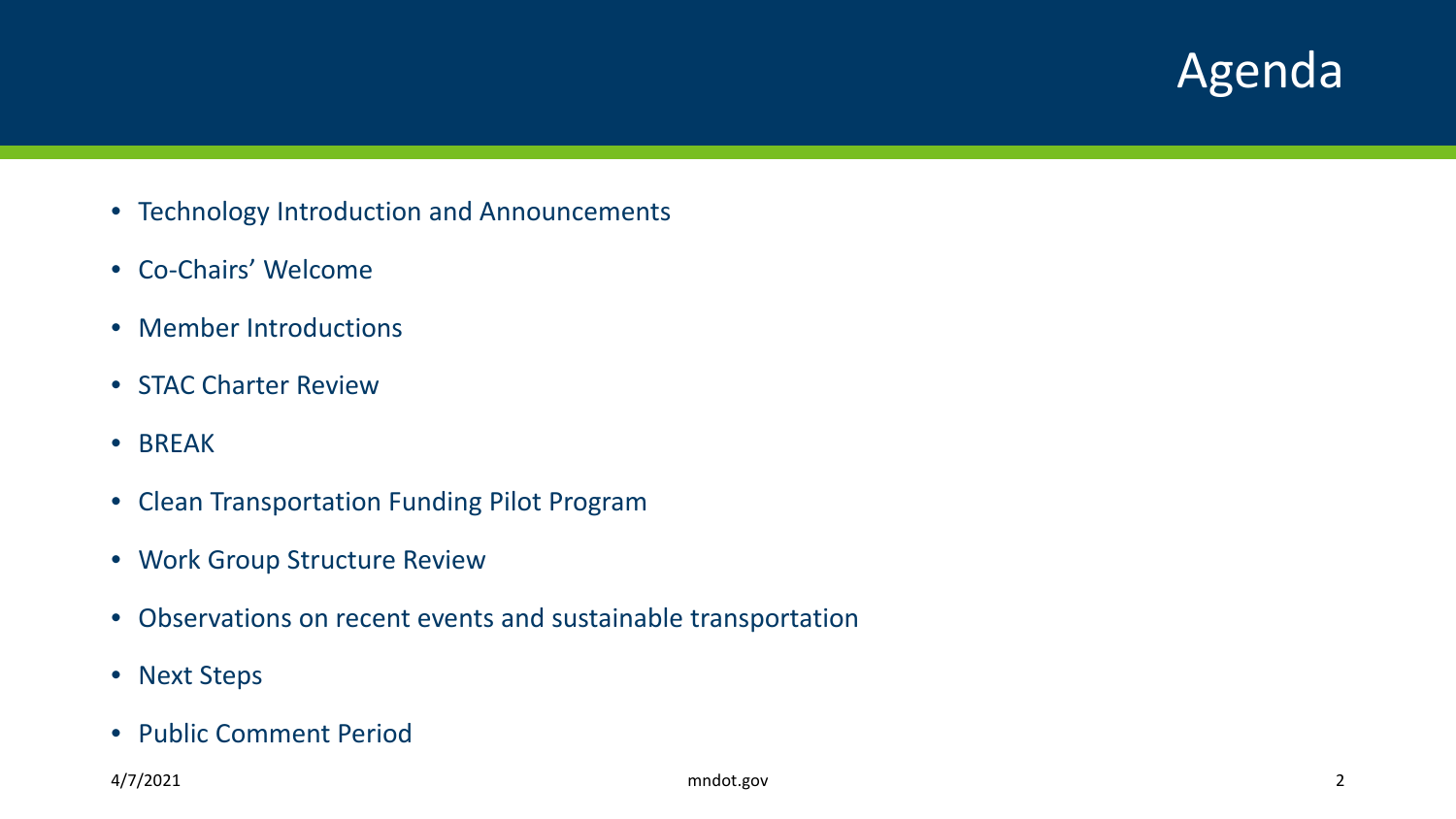# Agenda

- Technology Introduction and Announcements
- Co-Chairs' Welcome
- Member Introductions
- STAC Charter Review
- BREAK
- Clean Transportation Funding Pilot Program
- Work Group Structure Review
- Observations on recent events and sustainable transportation
- Next Steps
- Public Comment Period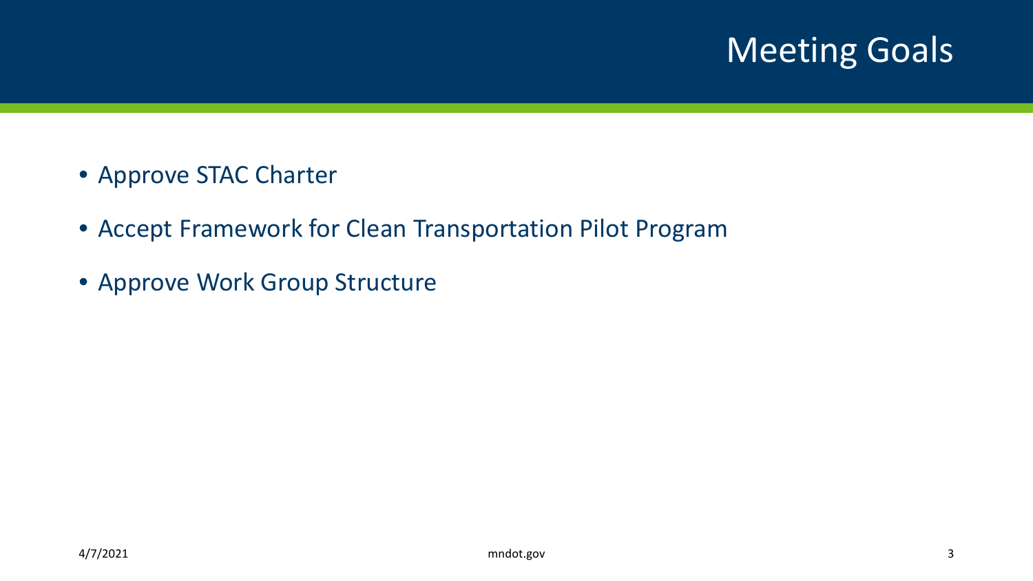# Meeting Goals

- Approve STAC Charter
- Accept Framework for Clean Transportation Pilot Program
- Approve Work Group Structure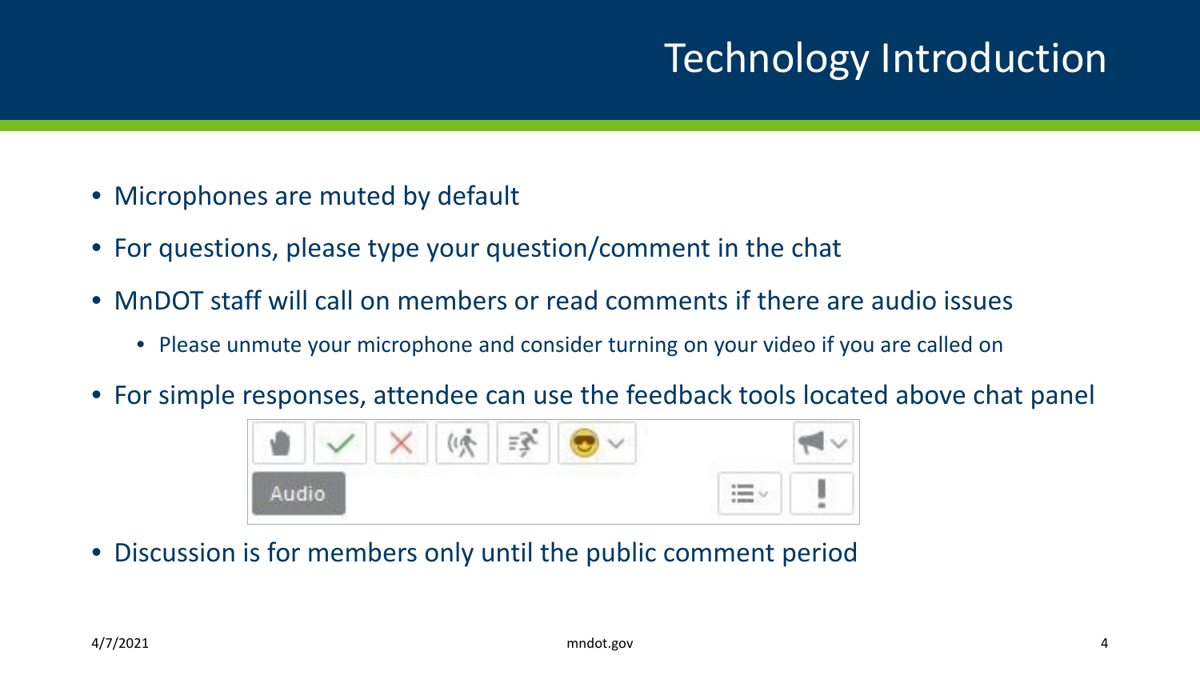# Technology Introduction

- Microphones are muted by default
- For questions, please type your question/comment in the chat
- MnDOT staff will call on members or read comments if there are audio issues
  - Please unmute your microphone and consider turning on your video if you are called on
- For simple responses, attendee can use the feedback tools located above chat panel
- Discussion is for members only until the public comment period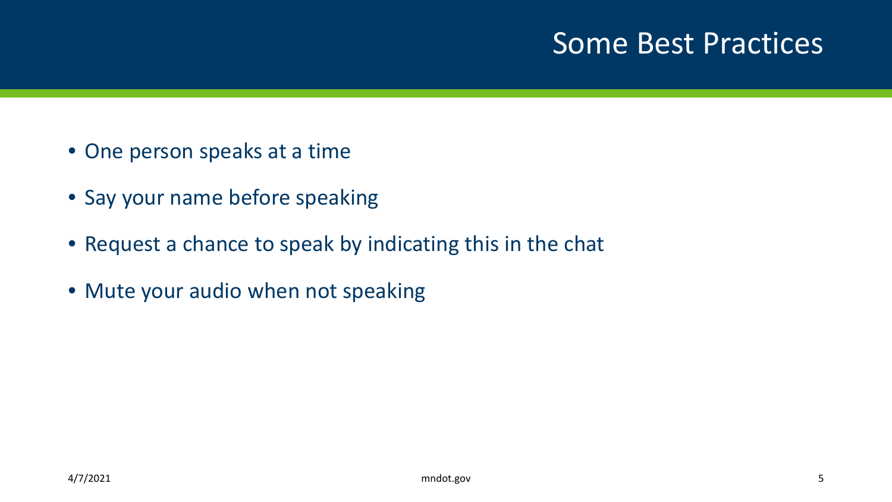# Some Best Practices

- One person speaks at a time
- Say your name before speaking
- Request a chance to speak by indicating this in the chat
- Mute your audio when not speaking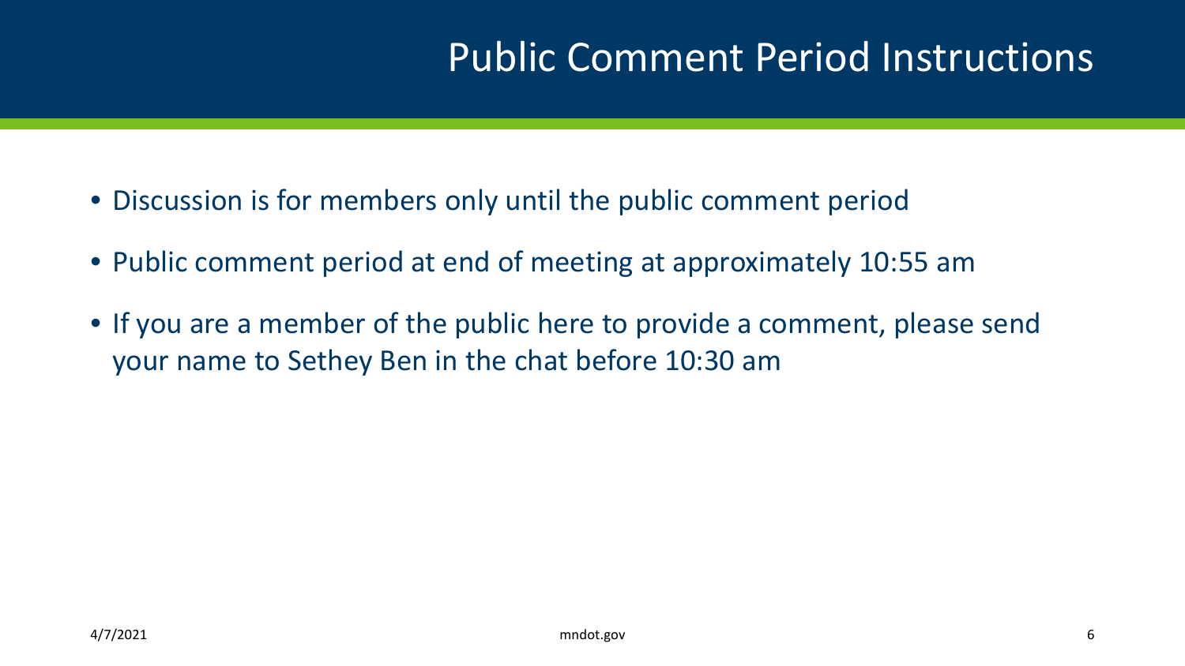# Public Comment Period Instructions

- Discussion is for members only until the public comment period
- Public comment period at end of meeting at approximately 10:55 am
- If you are a member of the public here to provide a comment, please send your name to Sethey Ben in the chat before 10:30 am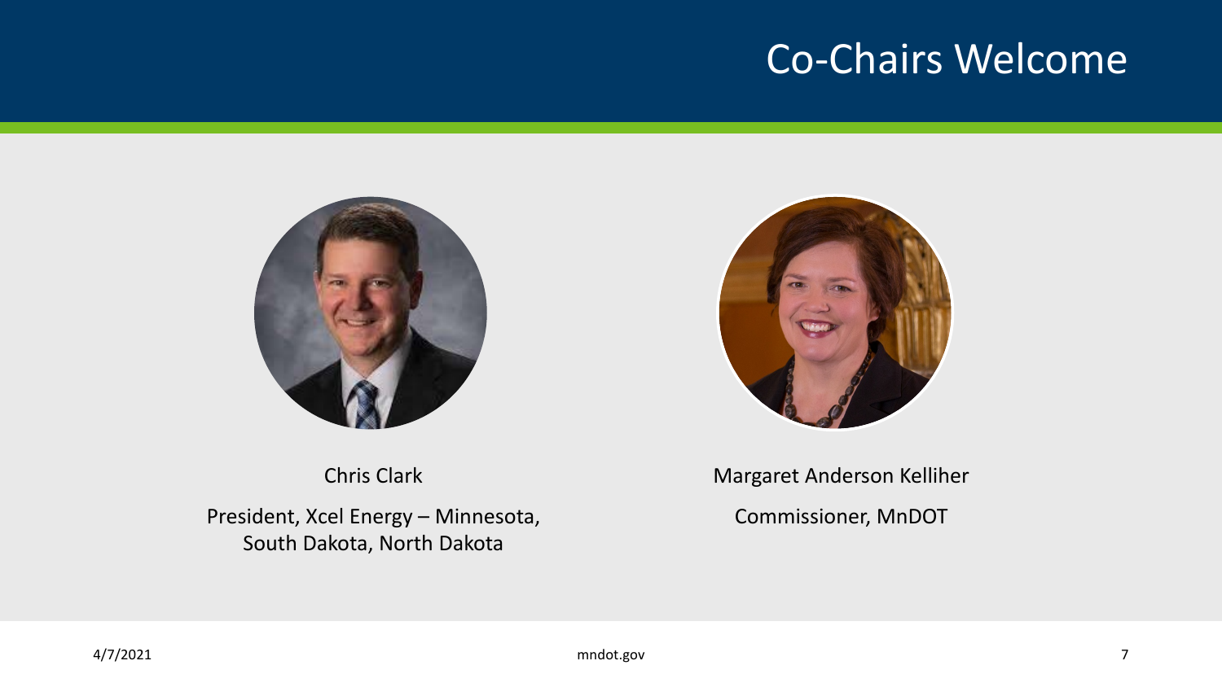# Co-Chairs Welcome

Chris Clark

President, Xcel Energy – Minnesota, South Dakota, North Dakota

Margaret Anderson Kelliher

Commissioner, MnDOT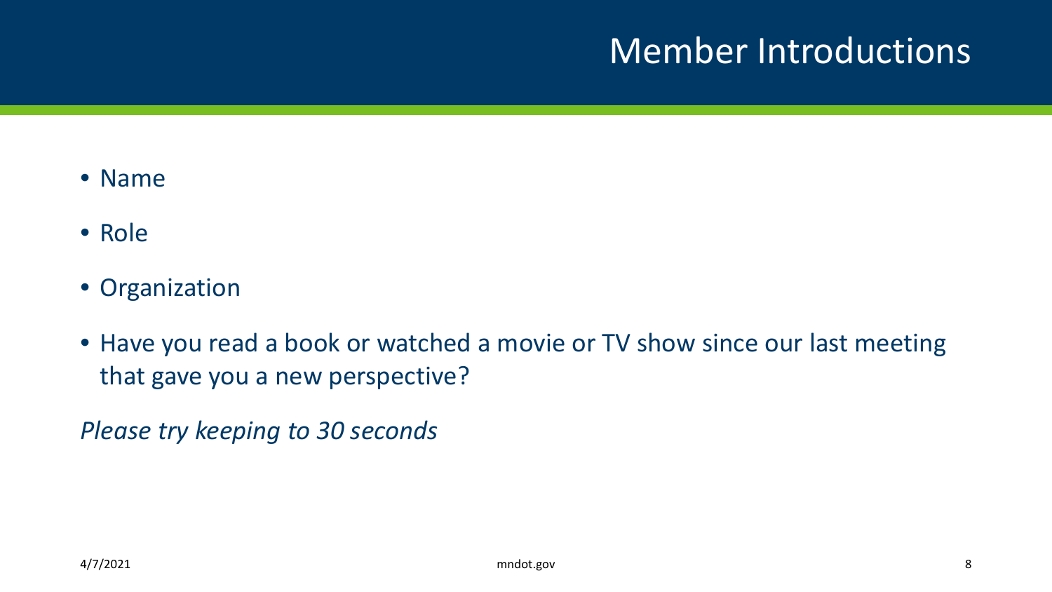# Member Introductions

- Name
- Role
- Organization
- Have you read a book or watched a movie or TV show since our last meeting that gave you a new perspective?

*Please try keeping to 30 seconds*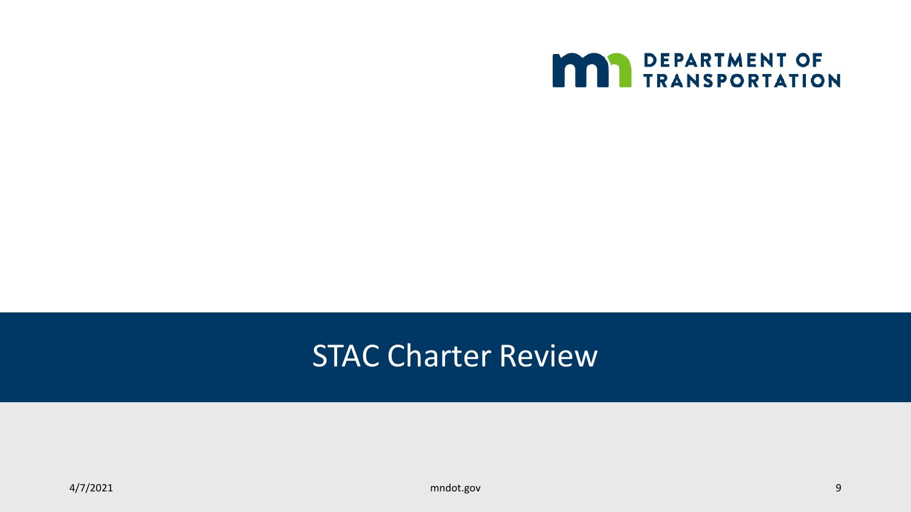# STAC Charter Review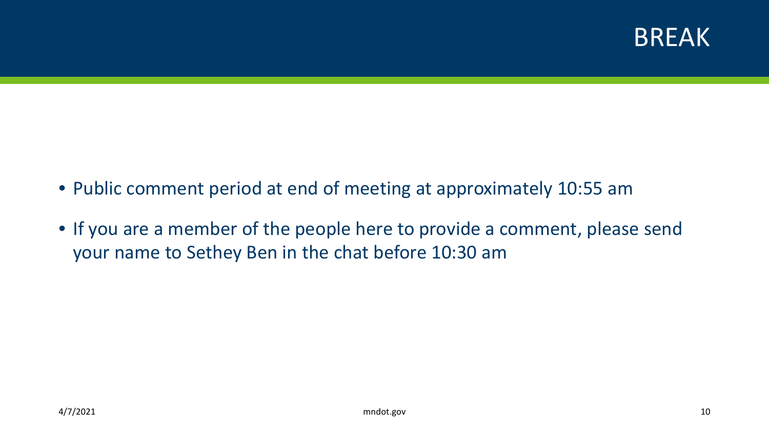# BREAK

- Public comment period at end of meeting at approximately 10:55 am
- If you are a member of the people here to provide a comment, please send your name to Sethey Ben in the chat before 10:30 am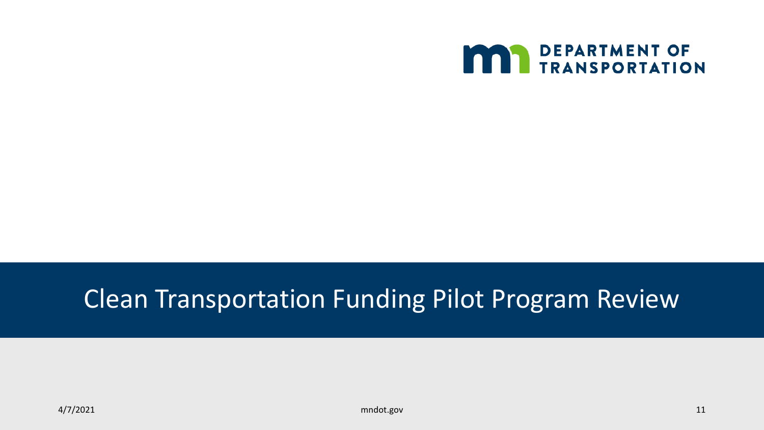DEPARTMENT OF TRANSPORTATION

# Clean Transportation Funding Pilot Program Review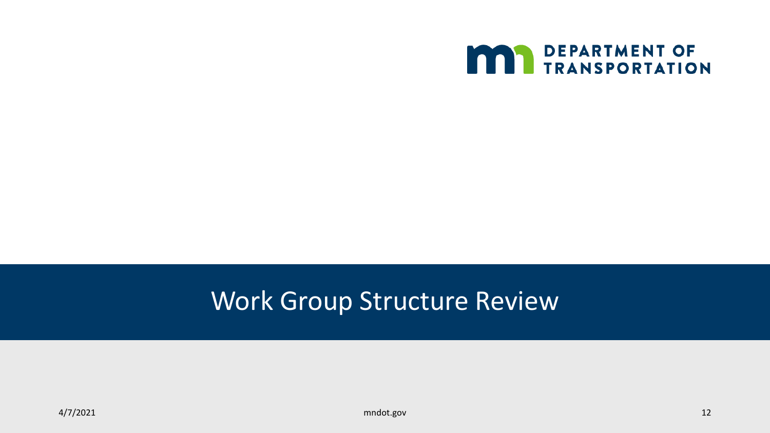# Work Group Structure Review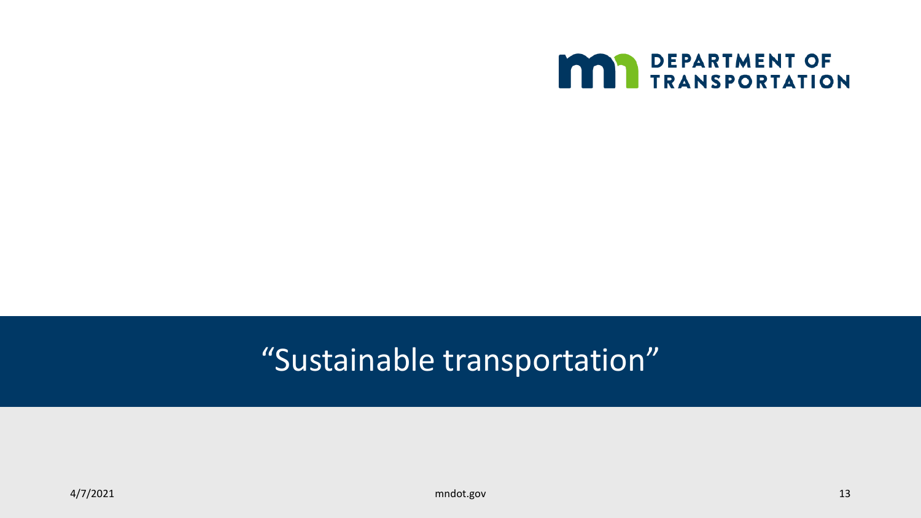# “Sustainable transportation”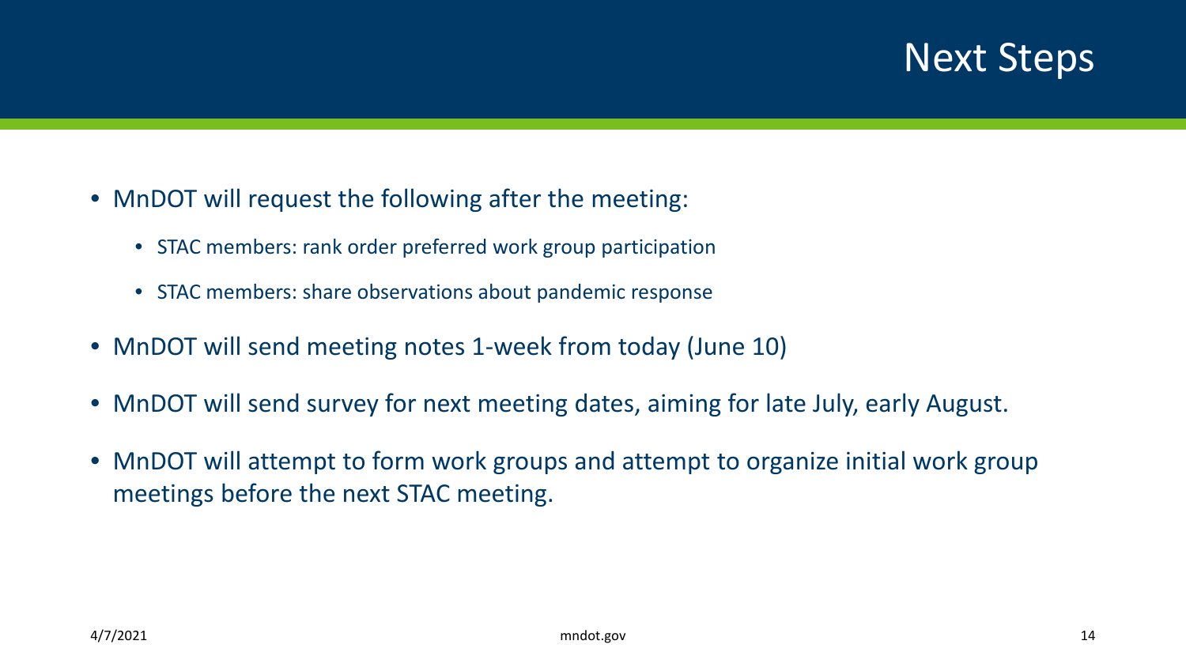# Next Steps

- MnDOT will request the following after the meeting:
  - STAC members: rank order preferred work group participation
  - STAC members: share observations about pandemic response
- MnDOT will send meeting notes 1-week from today (June 10)
- MnDOT will send survey for next meeting dates, aiming for late July, early August.
- MnDOT will attempt to form work groups and attempt to organize initial work group meetings before the next STAC meeting.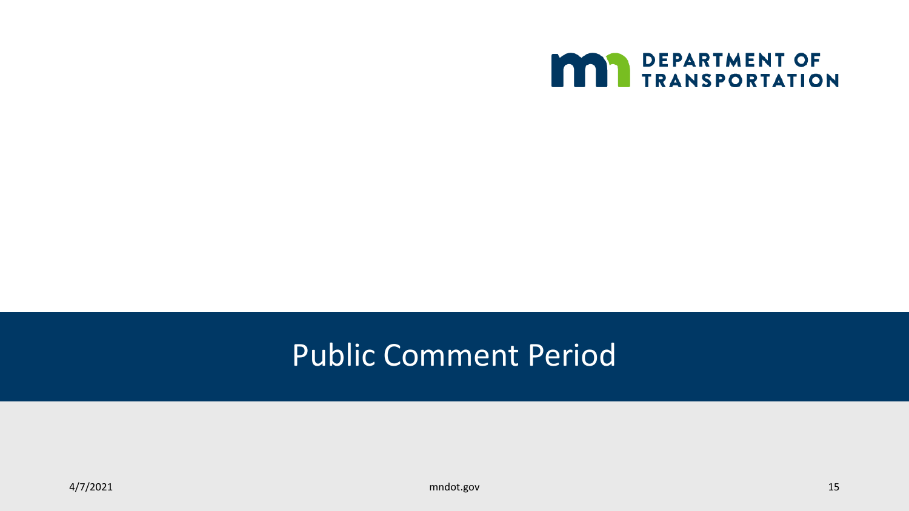# Public Comment Period